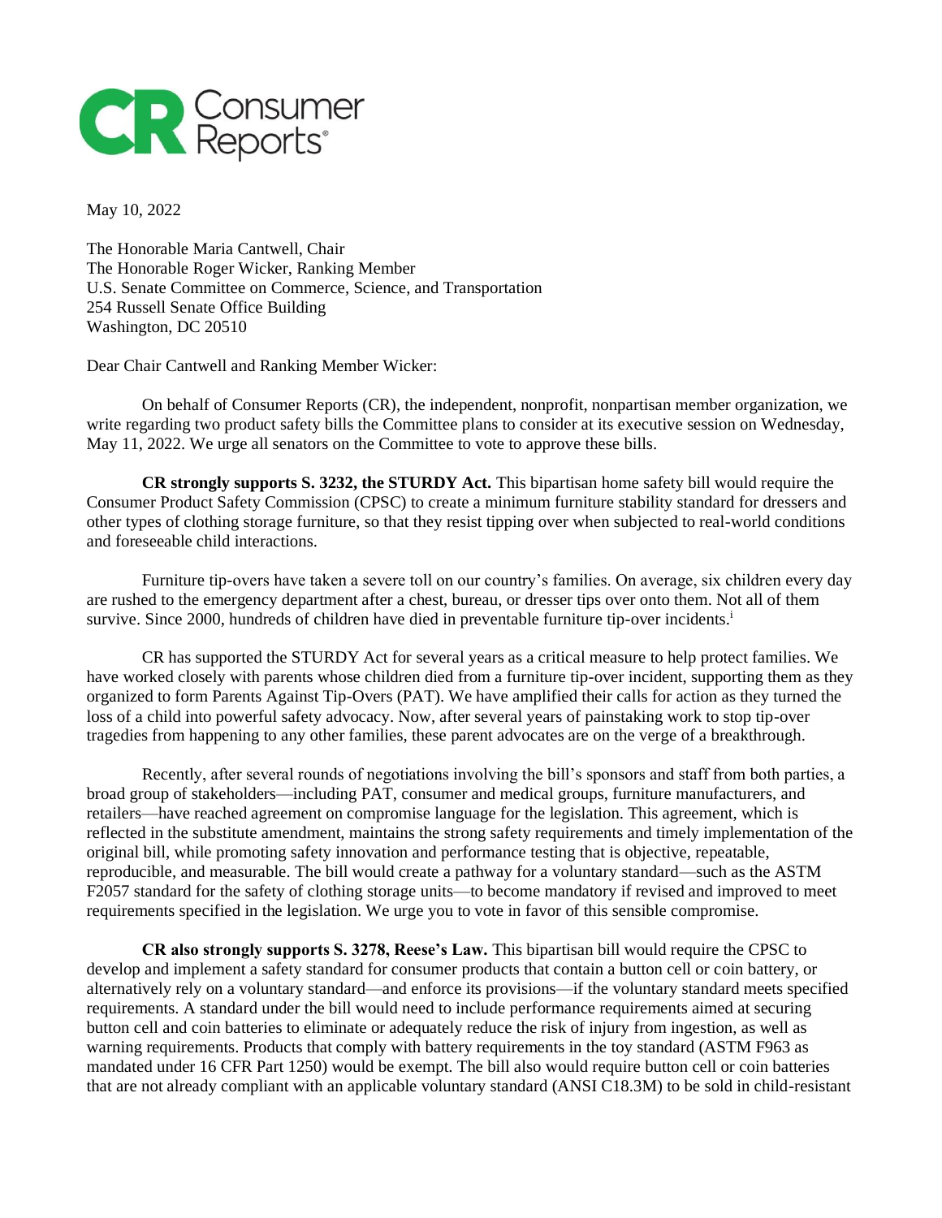Consumer Reports

May 10, 2022

The Honorable Maria Cantwell, Chair  
The Honorable Roger Wicker, Ranking Member  
U.S. Senate Committee on Commerce, Science, and Transportation  
254 Russell Senate Office Building  
Washington, DC 20510

Dear Chair Cantwell and Ranking Member Wicker:

On behalf of Consumer Reports (CR), the independent, nonprofit, nonpartisan member organization, we write regarding two product safety bills the Committee plans to consider at its executive session on Wednesday, May 11, 2022. We urge all senators on the Committee to vote to approve these bills.

**CR strongly supports S. 3232, the STURDY Act.** This bipartisan home safety bill would require the Consumer Product Safety Commission (CPSC) to create a minimum furniture stability standard for dressers and other types of clothing storage furniture, so that they resist tipping over when subjected to real-world conditions and foreseeable child interactions.

Furniture tip-overs have taken a severe toll on our country's families. On average, six children every day are rushed to the emergency department after a chest, bureau, or dresser tips over onto them. Not all of them survive. Since 2000, hundreds of children have died in preventable furniture tip-over incidents.[i]

CR has supported the STURDY Act for several years as a critical measure to help protect families. We have worked closely with parents whose children died from a furniture tip-over incident, supporting them as they organized to form Parents Against Tip-Overs (PAT). We have amplified their calls for action as they turned the loss of a child into powerful safety advocacy. Now, after several years of painstaking work to stop tip-over tragedies from happening to any other families, these parent advocates are on the verge of a breakthrough.

Recently, after several rounds of negotiations involving the bill's sponsors and staff from both parties, a broad group of stakeholders—including PAT, consumer and medical groups, furniture manufacturers, and retailers—have reached agreement on compromise language for the legislation. This agreement, which is reflected in the substitute amendment, maintains the strong safety requirements and timely implementation of the original bill, while promoting safety innovation and performance testing that is objective, repeatable, reproducible, and measurable. The bill would create a pathway for a voluntary standard—such as the ASTM F2057 standard for the safety of clothing storage units—to become mandatory if revised and improved to meet requirements specified in the legislation. We urge you to vote in favor of this sensible compromise.

**CR also strongly supports S. 3278, Reese's Law.** This bipartisan bill would require the CPSC to develop and implement a safety standard for consumer products that contain a button cell or coin battery, or alternatively rely on a voluntary standard—and enforce its provisions—if the voluntary standard meets specified requirements. A standard under the bill would need to include performance requirements aimed at securing button cell and coin batteries to eliminate or adequately reduce the risk of injury from ingestion, as well as warning requirements. Products that comply with battery requirements in the toy standard (ASTM F963 as mandated under 16 CFR Part 1250) would be exempt. The bill also would require button cell or coin batteries that are not already compliant with an applicable voluntary standard (ANSI C18.3M) to be sold in child-resistant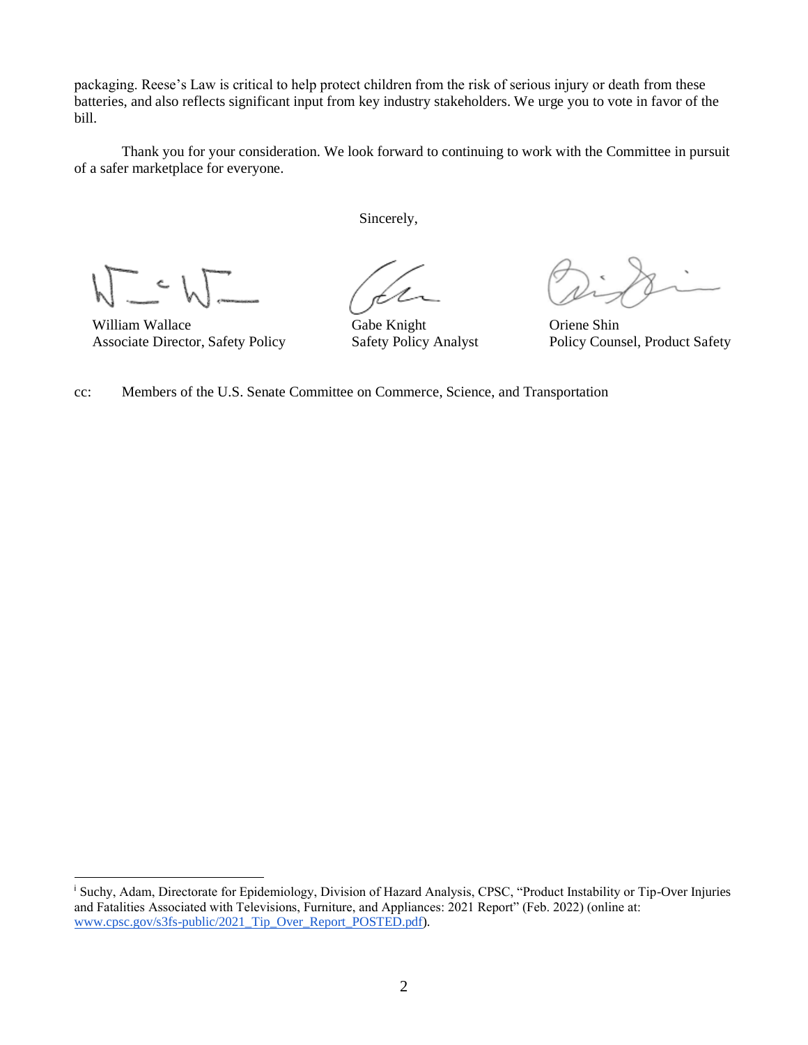packaging. Reese's Law is critical to help protect children from the risk of serious injury or death from these batteries, and also reflects significant input from key industry stakeholders. We urge you to vote in favor of the bill.

Thank you for your consideration. We look forward to continuing to work with the Committee in pursuit of a safer marketplace for everyone.

Sincerely,

William Wallace
Associate Director, Safety Policy

Gabe Knight
Safety Policy Analyst

Oriene Shin
Policy Counsel, Product Safety

cc: Members of the U.S. Senate Committee on Commerce, Science, and Transportation

---

[i] Suchy, Adam, Directorate for Epidemiology, Division of Hazard Analysis, CPSC, "Product Instability or Tip-Over Injuries and Fatalities Associated with Televisions, Furniture, and Appliances: 2021 Report" (Feb. 2022) (online at: www.cpsc.gov/s3fs-public/2021_Tip_Over_Report_POSTED.pdf).